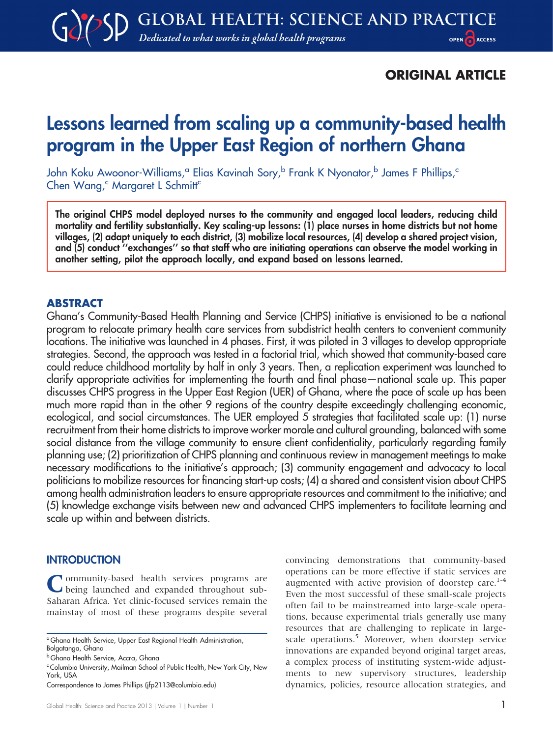## ORIGINAL ARTICLE

# Lessons learned from scaling up a community-based health program in the Upper East Region of northern Ghana

John Koku Awoonor-Williams,[a] Elias Kavinah Sory,[b] Frank K Nyonator,[b] James F Phillips,[c] Chen Wang,[c] Margaret L Schmitt[c]

**The original CHPS model deployed nurses to the community and engaged local leaders, reducing child mortality and fertility substantially. Key scaling-up lessons: (1) place nurses in home districts but not home villages, (2) adapt uniquely to each district, (3) mobilize local resources, (4) develop a shared project vision, and (5) conduct ''exchanges'' so that staff who are initiating operations can observe the model working in another setting, pilot the approach locally, and expand based on lessons learned.**

## ABSTRACT

Ghana's Community-Based Health Planning and Service (CHPS) initiative is envisioned to be a national program to relocate primary health care services from subdistrict health centers to convenient community locations. The initiative was launched in 4 phases. First, it was piloted in 3 villages to develop appropriate strategies. Second, the approach was tested in a factorial trial, which showed that community-based care could reduce childhood mortality by half in only 3 years. Then, a replication experiment was launched to clarify appropriate activities for implementing the fourth and final phase—national scale up. This paper discusses CHPS progress in the Upper East Region (UER) of Ghana, where the pace of scale up has been much more rapid than in the other 9 regions of the country despite exceedingly challenging economic, ecological, and social circumstances. The UER employed 5 strategies that facilitated scale up: (1) nurse recruitment from their home districts to improve worker morale and cultural grounding, balanced with some social distance from the village community to ensure client confidentiality, particularly regarding family planning use; (2) prioritization of CHPS planning and continuous review in management meetings to make necessary modifications to the initiative's approach; (3) community engagement and advocacy to local politicians to mobilize resources for financing start-up costs; (4) a shared and consistent vision about CHPS among health administration leaders to ensure appropriate resources and commitment to the initiative; and (5) knowledge exchange visits between new and advanced CHPS implementers to facilitate learning and scale up within and between districts.

## INTRODUCTION

Community-based health services programs are being launched and expanded throughout sub-Saharan Africa. Yet clinic-focused services remain the mainstay of most of these programs despite several convincing demonstrations that community-based operations can be more effective if static services are augmented with active provision of doorstep care.[1-4] Even the most successful of these small-scale projects often fail to be mainstreamed into large-scale operations, because experimental trials generally use many resources that are challenging to replicate in large-scale operations.[5] Moreover, when doorstep service innovations are expanded beyond original target areas, a complex process of instituting system-wide adjustments to new supervisory structures, leadership dynamics, policies, resource allocation strategies, and

[a] Ghana Health Service, Upper East Regional Health Administration, Bolgatanga, Ghana

[b] Ghana Health Service, Accra, Ghana

[c] Columbia University, Mailman School of Public Health, New York City, New York, USA

Correspondence to James Phillips (jfp2113@columbia.edu)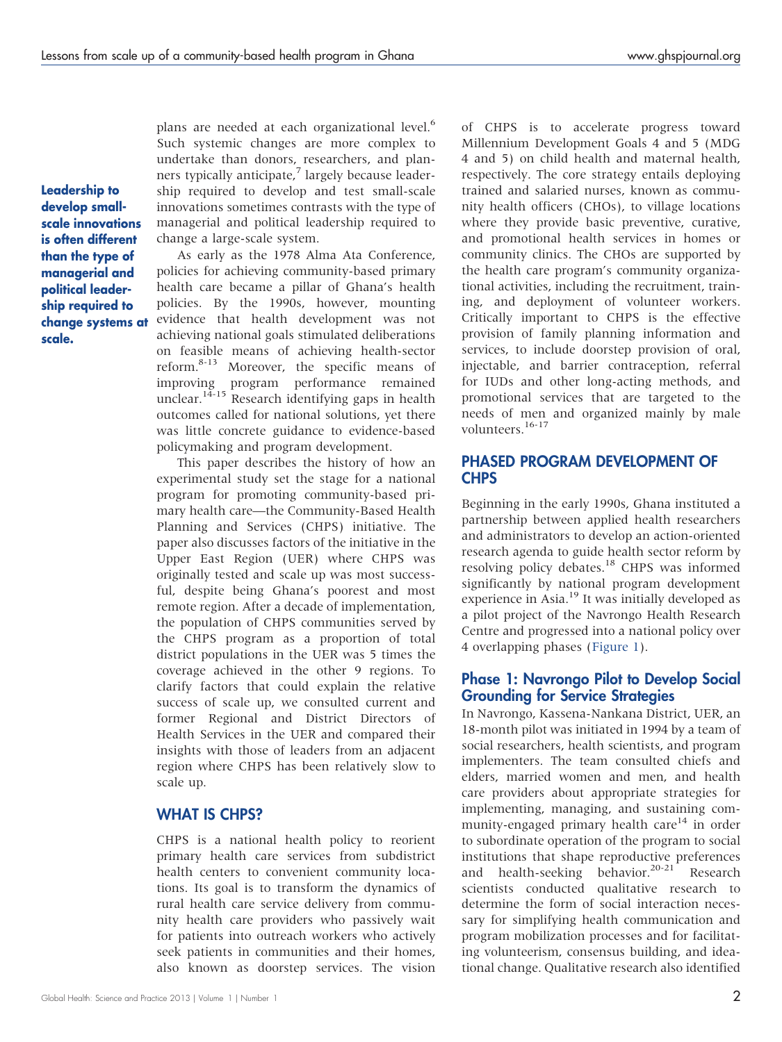plans are needed at each organizational level.[6] Such systemic changes are more complex to undertake than donors, researchers, and planners typically anticipate,[7] largely because leadership required to develop and test small-scale innovations sometimes contrasts with the type of managerial and political leadership required to change a large-scale system.

**Leadership to develop small-scale innovations is often different than the type of managerial and political leadership required to change systems at scale.**

As early as the 1978 Alma Ata Conference, policies for achieving community-based primary health care became a pillar of Ghana's health policies. By the 1990s, however, mounting evidence that health development was not achieving national goals stimulated deliberations on feasible means of achieving health-sector reform.[8-13] Moreover, the specific means of improving program performance remained unclear.[14-15] Research identifying gaps in health outcomes called for national solutions, yet there was little concrete guidance to evidence-based policymaking and program development.

This paper describes the history of how an experimental study set the stage for a national program for promoting community-based primary health care—the Community-Based Health Planning and Services (CHPS) initiative. The paper also discusses factors of the initiative in the Upper East Region (UER) where CHPS was originally tested and scale up was most successful, despite being Ghana's poorest and most remote region. After a decade of implementation, the population of CHPS communities served by the CHPS program as a proportion of total district populations in the UER was 5 times the coverage achieved in the other 9 regions. To clarify factors that could explain the relative success of scale up, we consulted current and former Regional and District Directors of Health Services in the UER and compared their insights with those of leaders from an adjacent region where CHPS has been relatively slow to scale up.

## WHAT IS CHPS?

CHPS is a national health policy to reorient primary health care services from subdistrict health centers to convenient community locations. Its goal is to transform the dynamics of rural health care service delivery from community health care providers who passively wait for patients into outreach workers who actively seek patients in communities and their homes, also known as doorstep services. The vision of CHPS is to accelerate progress toward Millennium Development Goals 4 and 5 (MDG 4 and 5) on child health and maternal health, respectively. The core strategy entails deploying trained and salaried nurses, known as community health officers (CHOs), to village locations where they provide basic preventive, curative, and promotional health services in homes or community clinics. The CHOs are supported by the health care program's community organizational activities, including the recruitment, training, and deployment of volunteer workers. Critically important to CHPS is the effective provision of family planning information and services, to include doorstep provision of oral, injectable, and barrier contraception, referral for IUDs and other long-acting methods, and promotional services that are targeted to the needs of men and organized mainly by male volunteers.[16-17]

## PHASED PROGRAM DEVELOPMENT OF CHPS

Beginning in the early 1990s, Ghana instituted a partnership between applied health researchers and administrators to develop an action-oriented research agenda to guide health sector reform by resolving policy debates.[18] CHPS was informed significantly by national program development experience in Asia.[19] It was initially developed as a pilot project of the Navrongo Health Research Centre and progressed into a national policy over 4 overlapping phases (Figure 1).

### Phase 1: Navrongo Pilot to Develop Social Grounding for Service Strategies

In Navrongo, Kassena-Nankana District, UER, an 18-month pilot was initiated in 1994 by a team of social researchers, health scientists, and program implementers. The team consulted chiefs and elders, married women and men, and health care providers about appropriate strategies for implementing, managing, and sustaining community-engaged primary health care[14] in order to subordinate operation of the program to social institutions that shape reproductive preferences and health-seeking behavior.[20-21] Research scientists conducted qualitative research to determine the form of social interaction necessary for simplifying health communication and program mobilization processes and for facilitating volunteerism, consensus building, and ideational change. Qualitative research also identified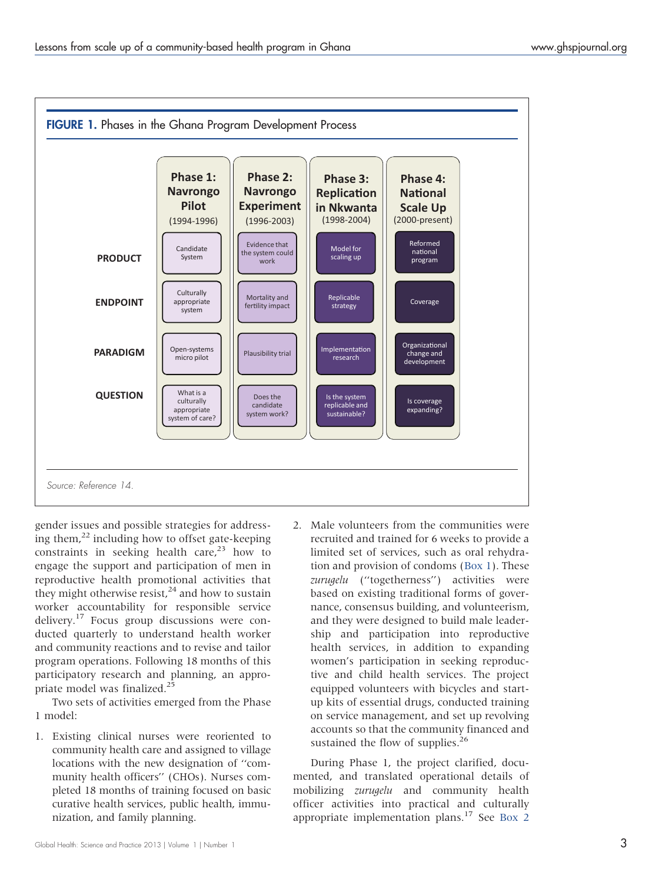**FIGURE 1.** Phases in the Ghana Program Development Process

| | Phase 1: Navrongo Pilot (1994-1996) | Phase 2: Navrongo Experiment (1996-2003) | Phase 3: Replication in Nkwanta (1998-2004) | Phase 4: National Scale Up (2000-present) |
|---|---|---|---|---|
| **PRODUCT** | Candidate System | Evidence that the system could work | Model for scaling up | Reformed national program |
| **ENDPOINT** | Culturally appropriate system | Mortality and fertility impact | Replicable strategy | Coverage |
| **PARADIGM** | Open-systems micro pilot | Plausibility trial | Implementation research | Organizational change and development |
| **QUESTION** | What is a culturally appropriate system of care? | Does the candidate system work? | Is the system replicable and sustainable? | Is coverage expanding? |

*Source: Reference 14.*

gender issues and possible strategies for addressing them,[22] including how to offset gate-keeping constraints in seeking health care,[23] how to engage the support and participation of men in reproductive health promotional activities that they might otherwise resist,[24] and how to sustain worker accountability for responsible service delivery.[17] Focus group discussions were conducted quarterly to understand health worker and community reactions and to revise and tailor program operations. Following 18 months of this participatory research and planning, an appropriate model was finalized.[25]

Two sets of activities emerged from the Phase 1 model:

1. Existing clinical nurses were reoriented to community health care and assigned to village locations with the new designation of ''community health officers'' (CHOs). Nurses completed 18 months of training focused on basic curative health services, public health, immunization, and family planning.
2. Male volunteers from the communities were recruited and trained for 6 weeks to provide a limited set of services, such as oral rehydration and provision of condoms (Box 1). These *zurugelu* (''togetherness'') activities were based on existing traditional forms of governance, consensus building, and volunteerism, and they were designed to build male leadership and participation into reproductive health services, in addition to expanding women's participation in seeking reproductive and child health services. The project equipped volunteers with bicycles and start-up kits of essential drugs, conducted training on service management, and set up revolving accounts so that the community financed and sustained the flow of supplies.[26]

During Phase 1, the project clarified, documented, and translated operational details of mobilizing *zurugelu* and community health officer activities into practical and culturally appropriate implementation plans.[17] See Box 2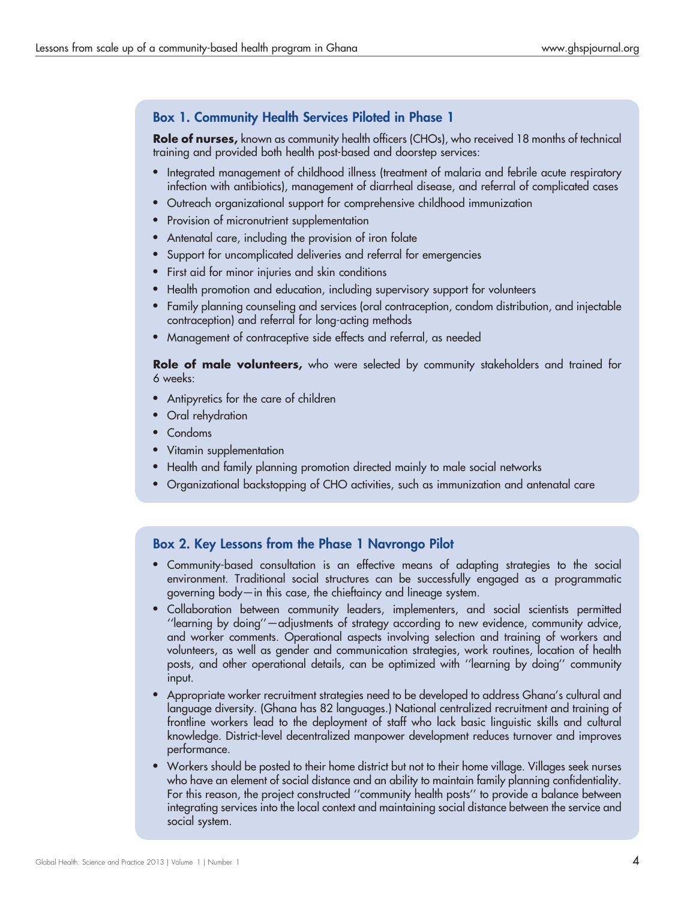### Box 1. Community Health Services Piloted in Phase 1

**Role of nurses,** known as community health officers (CHOs), who received 18 months of technical training and provided both health post-based and doorstep services:

- Integrated management of childhood illness (treatment of malaria and febrile acute respiratory infection with antibiotics), management of diarrheal disease, and referral of complicated cases
- Outreach organizational support for comprehensive childhood immunization
- Provision of micronutrient supplementation
- Antenatal care, including the provision of iron folate
- Support for uncomplicated deliveries and referral for emergencies
- First aid for minor injuries and skin conditions
- Health promotion and education, including supervisory support for volunteers
- Family planning counseling and services (oral contraception, condom distribution, and injectable contraception) and referral for long-acting methods
- Management of contraceptive side effects and referral, as needed

**Role of male volunteers,** who were selected by community stakeholders and trained for 6 weeks:

- Antipyretics for the care of children
- Oral rehydration
- Condoms
- Vitamin supplementation
- Health and family planning promotion directed mainly to male social networks
- Organizational backstopping of CHO activities, such as immunization and antenatal care

### Box 2. Key Lessons from the Phase 1 Navrongo Pilot

- Community-based consultation is an effective means of adapting strategies to the social environment. Traditional social structures can be successfully engaged as a programmatic governing body—in this case, the chieftaincy and lineage system.
- Collaboration between community leaders, implementers, and social scientists permitted ''learning by doing''—adjustments of strategy according to new evidence, community advice, and worker comments. Operational aspects involving selection and training of workers and volunteers, as well as gender and communication strategies, work routines, location of health posts, and other operational details, can be optimized with ''learning by doing'' community input.
- Appropriate worker recruitment strategies need to be developed to address Ghana's cultural and language diversity. (Ghana has 82 languages.) National centralized recruitment and training of frontline workers lead to the deployment of staff who lack basic linguistic skills and cultural knowledge. District-level decentralized manpower development reduces turnover and improves performance.
- Workers should be posted to their home district but not to their home village. Villages seek nurses who have an element of social distance and an ability to maintain family planning confidentiality. For this reason, the project constructed ''community health posts'' to provide a balance between integrating services into the local context and maintaining social distance between the service and social system.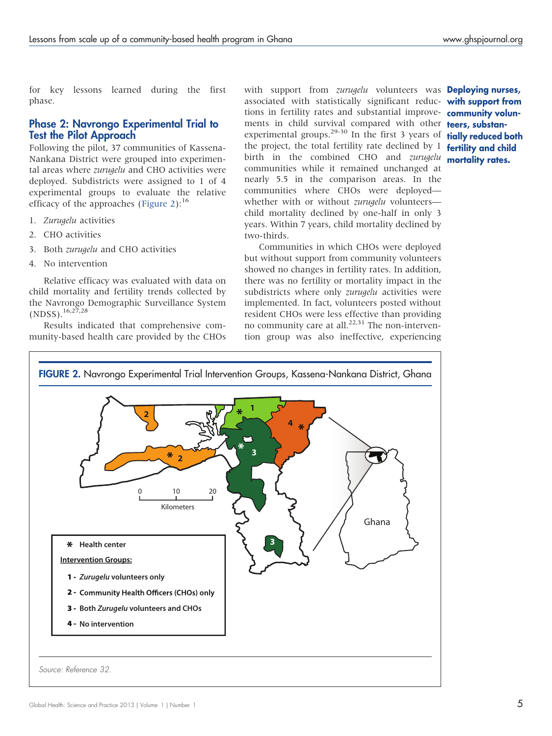for key lessons learned during the first phase.

## Phase 2: Navrongo Experimental Trial to Test the Pilot Approach

Following the pilot, 37 communities of Kassena-Nankana District were grouped into experimental areas where *zurugelu* and CHO activities were deployed. Subdistricts were assigned to 1 of 4 experimental groups to evaluate the relative efficacy of the approaches (Figure 2):[16]

1. *Zurugelu* activities
2. CHO activities
3. Both *zurugelu* and CHO activities
4. No intervention

Relative efficacy was evaluated with data on child mortality and fertility trends collected by the Navrongo Demographic Surveillance System (NDSS).[16,27,28]

Results indicated that comprehensive community-based health care provided by the CHOs with support from *zurugelu* volunteers was associated with statistically significant reductions in fertility rates and substantial improvements in child survival compared with other experimental groups.[29-30] In the first 3 years of the project, the total fertility rate declined by 1 birth in the combined CHO and *zurugelu* communities while it remained unchanged at nearly 5.5 in the comparison areas. In the communities where CHOs were deployed—whether with or without *zurugelu* volunteers—child mortality declined by one-half in only 3 years. Within 7 years, child mortality declined by two-thirds.

**Deploying nurses, with support from community volunteers, substantially reduced both fertility and child mortality rates.**

Communities in which CHOs were deployed but without support from community volunteers showed no changes in fertility rates. In addition, there was no fertility or mortality impact in the subdistricts where only *zurugelu* activities were implemented. In fact, volunteers posted without resident CHOs were less effective than providing no community care at all.[22,31] The non-intervention group was also ineffective, experiencing

**FIGURE 2.** Navrongo Experimental Trial Intervention Groups, Kassena-Nankana District, Ghana

0 10 20
Kilometers

Ghana

\* Health center

Intervention Groups:

1 - *Zurugelu* volunteers only

2 - Community Health Officers (CHOs) only

3 - Both *Zurugelu* volunteers and CHOs

4 - No intervention

*Source: Reference 32.*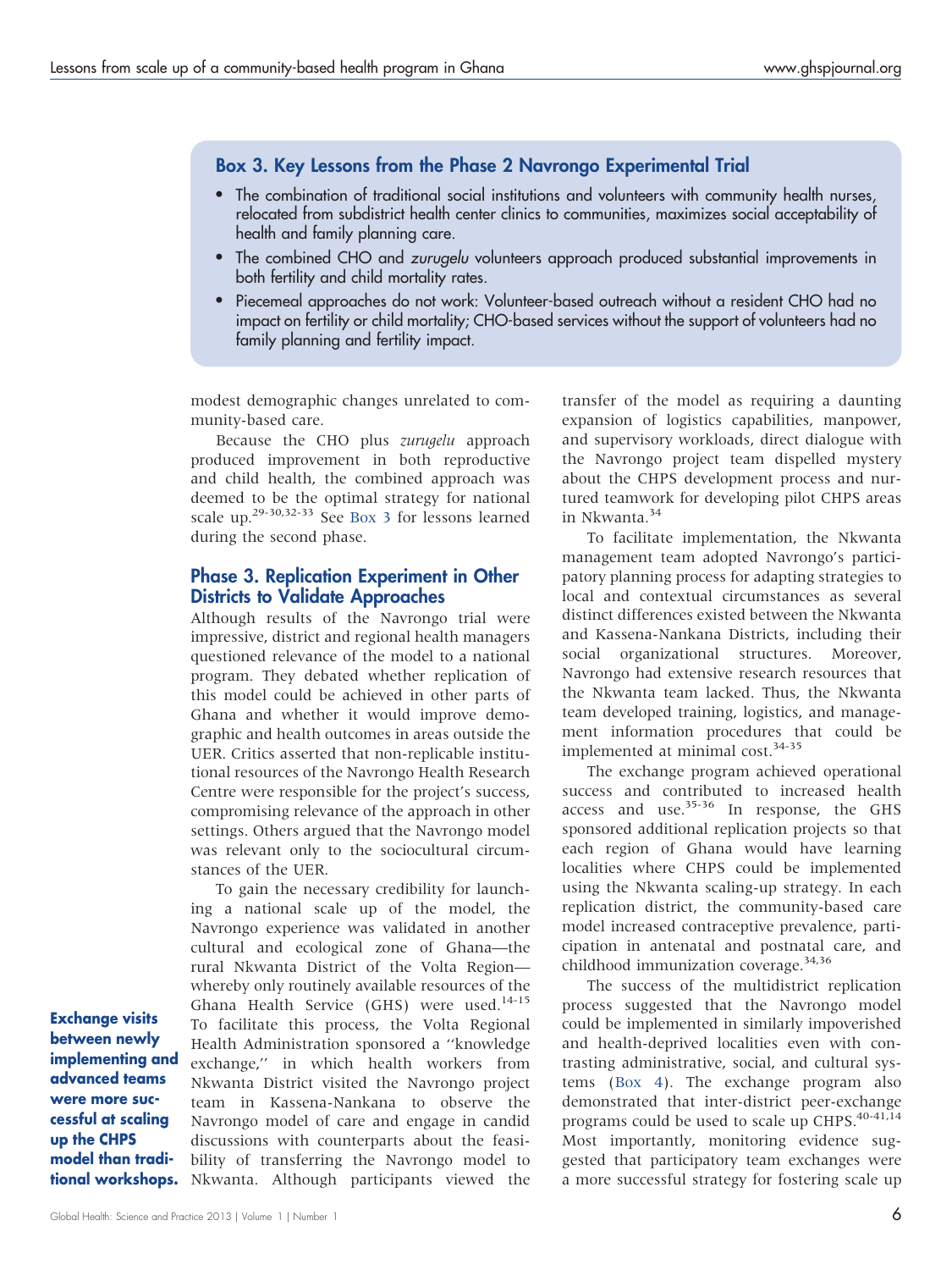## Box 3. Key Lessons from the Phase 2 Navrongo Experimental Trial

- The combination of traditional social institutions and volunteers with community health nurses, relocated from subdistrict health center clinics to communities, maximizes social acceptability of health and family planning care.
- The combined CHO and *zurugelu* volunteers approach produced substantial improvements in both fertility and child mortality rates.
- Piecemeal approaches do not work: Volunteer-based outreach without a resident CHO had no impact on fertility or child mortality; CHO-based services without the support of volunteers had no family planning and fertility impact.

modest demographic changes unrelated to community-based care.

Because the CHO plus *zurugelu* approach produced improvement in both reproductive and child health, the combined approach was deemed to be the optimal strategy for national scale up.[29-30,32-33] See Box 3 for lessons learned during the second phase.

### Phase 3. Replication Experiment in Other Districts to Validate Approaches

Although results of the Navrongo trial were impressive, district and regional health managers questioned relevance of the model to a national program. They debated whether replication of this model could be achieved in other parts of Ghana and whether it would improve demographic and health outcomes in areas outside the UER. Critics asserted that non-replicable institutional resources of the Navrongo Health Research Centre were responsible for the project's success, compromising relevance of the approach in other settings. Others argued that the Navrongo model was relevant only to the sociocultural circumstances of the UER.

**Exchange visits between newly implementing and advanced teams were more successful at scaling up the CHPS model than traditional workshops.**

To gain the necessary credibility for launching a national scale up of the model, the Navrongo experience was validated in another cultural and ecological zone of Ghana—the rural Nkwanta District of the Volta Region—whereby only routinely available resources of the Ghana Health Service (GHS) were used.[14-15] To facilitate this process, the Volta Regional Health Administration sponsored a ''knowledge exchange,'' in which health workers from Nkwanta District visited the Navrongo project team in Kassena-Nankana to observe the Navrongo model of care and engage in candid discussions with counterparts about the feasibility of transferring the Navrongo model to Nkwanta. Although participants viewed the transfer of the model as requiring a daunting expansion of logistics capabilities, manpower, and supervisory workloads, direct dialogue with the Navrongo project team dispelled mystery about the CHPS development process and nurtured teamwork for developing pilot CHPS areas in Nkwanta.[34]

To facilitate implementation, the Nkwanta management team adopted Navrongo's participatory planning process for adapting strategies to local and contextual circumstances as several distinct differences existed between the Nkwanta and Kassena-Nankana Districts, including their social organizational structures. Moreover, Navrongo had extensive research resources that the Nkwanta team lacked. Thus, the Nkwanta team developed training, logistics, and management information procedures that could be implemented at minimal cost.[34-35]

The exchange program achieved operational success and contributed to increased health access and use.[35-36] In response, the GHS sponsored additional replication projects so that each region of Ghana would have learning localities where CHPS could be implemented using the Nkwanta scaling-up strategy. In each replication district, the community-based care model increased contraceptive prevalence, participation in antenatal and postnatal care, and childhood immunization coverage.[34,36]

The success of the multidistrict replication process suggested that the Navrongo model could be implemented in similarly impoverished and health-deprived localities even with contrasting administrative, social, and cultural systems (Box 4). The exchange program also demonstrated that inter-district peer-exchange programs could be used to scale up CHPS.[40-41,14] Most importantly, monitoring evidence suggested that participatory team exchanges were a more successful strategy for fostering scale up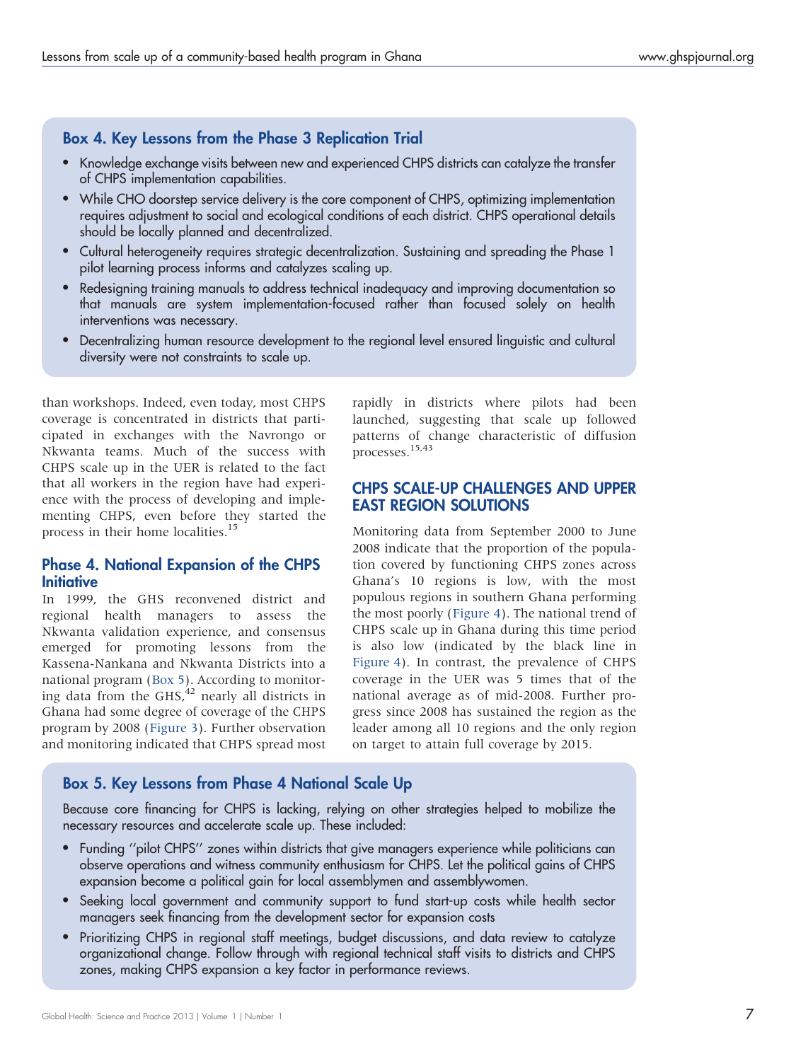## Box 4. Key Lessons from the Phase 3 Replication Trial

- Knowledge exchange visits between new and experienced CHPS districts can catalyze the transfer of CHPS implementation capabilities.
- While CHO doorstep service delivery is the core component of CHPS, optimizing implementation requires adjustment to social and ecological conditions of each district. CHPS operational details should be locally planned and decentralized.
- Cultural heterogeneity requires strategic decentralization. Sustaining and spreading the Phase 1 pilot learning process informs and catalyzes scaling up.
- Redesigning training manuals to address technical inadequacy and improving documentation so that manuals are system implementation-focused rather than focused solely on health interventions was necessary.
- Decentralizing human resource development to the regional level ensured linguistic and cultural diversity were not constraints to scale up.

than workshops. Indeed, even today, most CHPS coverage is concentrated in districts that participated in exchanges with the Navrongo or Nkwanta teams. Much of the success with CHPS scale up in the UER is related to the fact that all workers in the region have had experience with the process of developing and implementing CHPS, even before they started the process in their home localities.[15]

### Phase 4. National Expansion of the CHPS Initiative

In 1999, the GHS reconvened district and regional health managers to assess the Nkwanta validation experience, and consensus emerged for promoting lessons from the Kassena-Nankana and Nkwanta Districts into a national program (Box 5). According to monitoring data from the GHS,[42] nearly all districts in Ghana had some degree of coverage of the CHPS program by 2008 (Figure 3). Further observation and monitoring indicated that CHPS spread most rapidly in districts where pilots had been launched, suggesting that scale up followed patterns of change characteristic of diffusion processes.[15,43]

## CHPS SCALE-UP CHALLENGES AND UPPER EAST REGION SOLUTIONS

Monitoring data from September 2000 to June 2008 indicate that the proportion of the population covered by functioning CHPS zones across Ghana's 10 regions is low, with the most populous regions in southern Ghana performing the most poorly (Figure 4). The national trend of CHPS scale up in Ghana during this time period is also low (indicated by the black line in Figure 4). In contrast, the prevalence of CHPS coverage in the UER was 5 times that of the national average as of mid-2008. Further progress since 2008 has sustained the region as the leader among all 10 regions and the only region on target to attain full coverage by 2015.

## Box 5. Key Lessons from Phase 4 National Scale Up

Because core financing for CHPS is lacking, relying on other strategies helped to mobilize the necessary resources and accelerate scale up. These included:

- Funding ''pilot CHPS'' zones within districts that give managers experience while politicians can observe operations and witness community enthusiasm for CHPS. Let the political gains of CHPS expansion become a political gain for local assemblymen and assemblywomen.
- Seeking local government and community support to fund start-up costs while health sector managers seek financing from the development sector for expansion costs
- Prioritizing CHPS in regional staff meetings, budget discussions, and data review to catalyze organizational change. Follow through with regional technical staff visits to districts and CHPS zones, making CHPS expansion a key factor in performance reviews.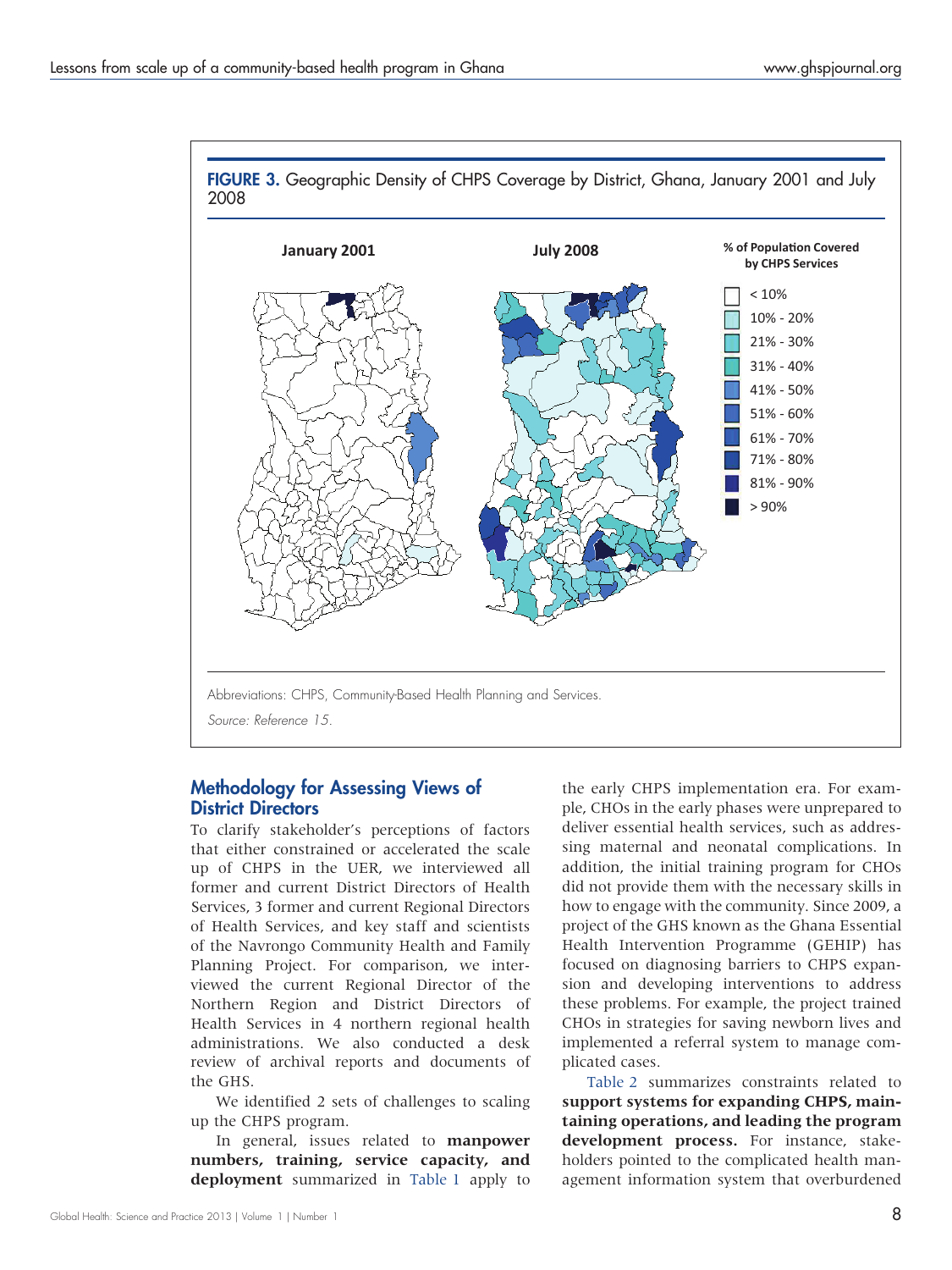**FIGURE 3.** Geographic Density of CHPS Coverage by District, Ghana, January 2001 and July 2008

January 2001

July 2008

% of Population Covered by CHPS Services

< 10%

10% - 20%

21% - 30%

31% - 40%

41% - 50%

51% - 60%

61% - 70%

71% - 80%

81% - 90%

> 90%

Abbreviations: CHPS, Community-Based Health Planning and Services.

*Source: Reference 15.*

## Methodology for Assessing Views of District Directors

To clarify stakeholder's perceptions of factors that either constrained or accelerated the scale up of CHPS in the UER, we interviewed all former and current District Directors of Health Services, 3 former and current Regional Directors of Health Services, and key staff and scientists of the Navrongo Community Health and Family Planning Project. For comparison, we interviewed the current Regional Director of the Northern Region and District Directors of Health Services in 4 northern regional health administrations. We also conducted a desk review of archival reports and documents of the GHS.

We identified 2 sets of challenges to scaling up the CHPS program.

In general, issues related to **manpower numbers, training, service capacity, and deployment** summarized in Table 1 apply to the early CHPS implementation era. For example, CHOs in the early phases were unprepared to deliver essential health services, such as addressing maternal and neonatal complications. In addition, the initial training program for CHOs did not provide them with the necessary skills in how to engage with the community. Since 2009, a project of the GHS known as the Ghana Essential Health Intervention Programme (GEHIP) has focused on diagnosing barriers to CHPS expansion and developing interventions to address these problems. For example, the project trained CHOs in strategies for saving newborn lives and implemented a referral system to manage complicated cases.

Table 2 summarizes constraints related to **support systems for expanding CHPS, maintaining operations, and leading the program development process.** For instance, stakeholders pointed to the complicated health management information system that overburdened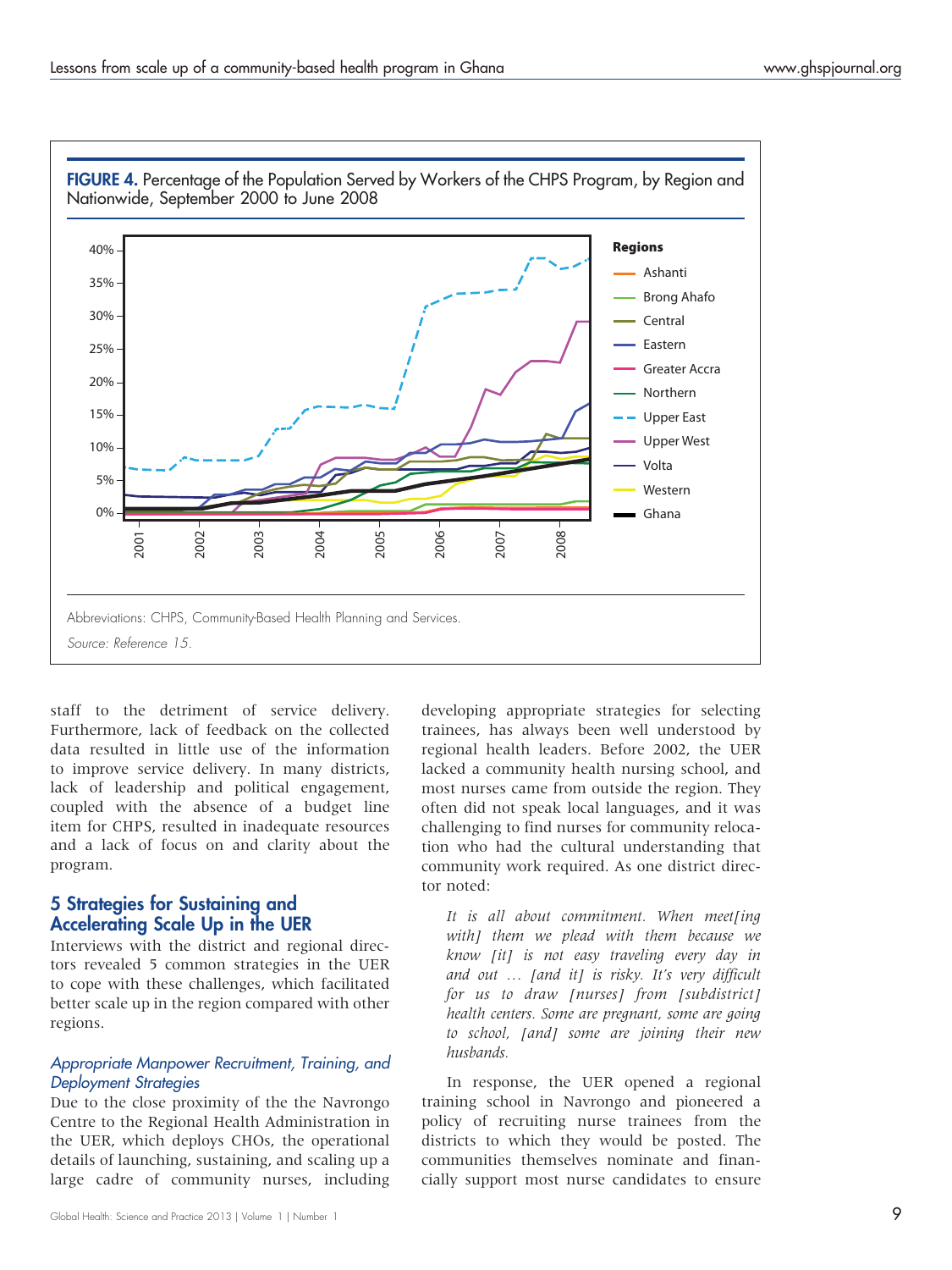**FIGURE 4.** Percentage of the Population Served by Workers of the CHPS Program, by Region and Nationwide, September 2000 to June 2008

40%
35%
30%
25%
20%
15%
10%
5%
0%

2001
2002
2003
2004
2005
2006
2007
2008

**Regions**
Ashanti
Brong Ahafo
Central
Eastern
Greater Accra
Northern
Upper East
Upper West
Volta
Western
Ghana

Abbreviations: CHPS, Community-Based Health Planning and Services.

*Source:* Reference 15.

staff to the detriment of service delivery. Furthermore, lack of feedback on the collected data resulted in little use of the information to improve service delivery. In many districts, lack of leadership and political engagement, coupled with the absence of a budget line item for CHPS, resulted in inadequate resources and a lack of focus on and clarity about the program.

## 5 Strategies for Sustaining and Accelerating Scale Up in the UER

Interviews with the district and regional directors revealed 5 common strategies in the UER to cope with these challenges, which facilitated better scale up in the region compared with other regions.

### *Appropriate Manpower Recruitment, Training, and Deployment Strategies*

Due to the close proximity of the the Navrongo Centre to the Regional Health Administration in the UER, which deploys CHOs, the operational details of launching, sustaining, and scaling up a large cadre of community nurses, including developing appropriate strategies for selecting trainees, has always been well understood by regional health leaders. Before 2002, the UER lacked a community health nursing school, and most nurses came from outside the region. They often did not speak local languages, and it was challenging to find nurses for community relocation who had the cultural understanding that community work required. As one district director noted:

> *It is all about commitment. When meet[ing with] them we plead with them because we know [it] is not easy traveling every day in and out … [and it] is risky. It's very difficult for us to draw [nurses] from [subdistrict] health centers. Some are pregnant, some are going to school, [and] some are joining their new husbands.*

In response, the UER opened a regional training school in Navrongo and pioneered a policy of recruiting nurse trainees from the districts to which they would be posted. The communities themselves nominate and financially support most nurse candidates to ensure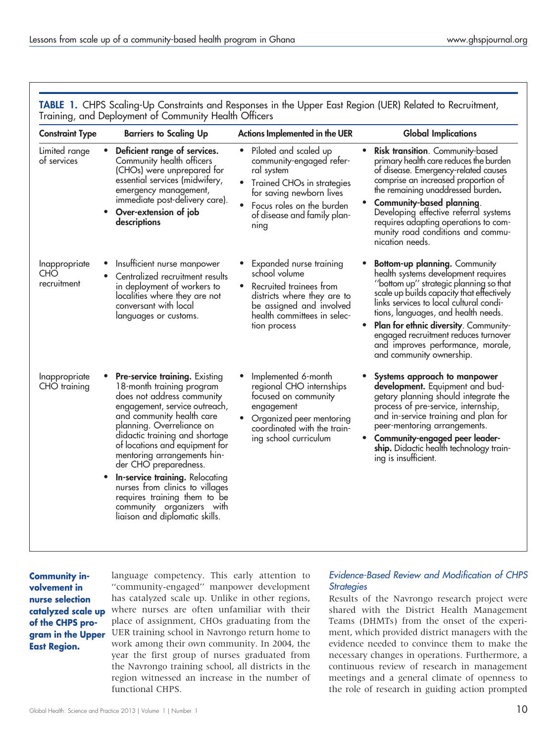**TABLE 1.** CHPS Scaling-Up Constraints and Responses in the Upper East Region (UER) Related to Recruitment, Training, and Deployment of Community Health Officers

| Constraint Type | Barriers to Scaling Up | Actions Implemented in the UER | Global Implications |
|---|---|---|---|
| Limited range of services | • **Deficient range of services.** Community health officers (CHOs) were unprepared for essential services (midwifery, emergency management, immediate post-delivery care).<br>• **Over-extension of job descriptions** | • Piloted and scaled up community-engaged referral system<br>• Trained CHOs in strategies for saving newborn lives<br>• Focus roles on the burden of disease and family planning | • **Risk transition**. Community-based primary health care reduces the burden of disease. Emergency-related causes comprise an increased proportion of the remaining unaddressed burden.<br>• **Community-based planning**. Developing effective referral systems requires adapting operations to community road conditions and communication needs. |
| Inappropriate CHO recruitment | • Insufficient nurse manpower<br>• Centralized recruitment results in deployment of workers to localities where they are not conversant with local languages or customs. | • Expanded nurse training school volume<br>• Recruited trainees from districts where they are to be assigned and involved health committees in selection process | • **Bottom-up planning.** Community health systems development requires "bottom up" strategic planning so that scale up builds capacity that effectively links services to local cultural conditions, languages, and health needs.<br>• **Plan for ethnic diversity**. Community-engaged recruitment reduces turnover and improves performance, morale, and community ownership. |
| Inappropriate CHO training | • **Pre-service training.** Existing 18-month training program does not address community engagement, service outreach, and community health care planning. Overreliance on didactic training and shortage of locations and equipment for mentoring arrangements hinder CHO preparedness.<br>• **In-service training.** Relocating nurses from clinics to villages requires training them to be community organizers with liaison and diplomatic skills. | • Implemented 6-month regional CHO internships focused on community engagement<br>• Organized peer mentoring coordinated with the training school curriculum | • **Systems approach to manpower development.** Equipment and budgetary planning should integrate the process of pre-service, internship, and in-service training and plan for peer-mentoring arrangements.<br>• **Community-engaged peer leadership.** Didactic health technology training is insufficient. |

**Community involvement in nurse selection catalyzed scale up of the CHPS program in the Upper East Region.**

language competency. This early attention to "community-engaged" manpower development has catalyzed scale up. Unlike in other regions, where nurses are often unfamiliar with their place of assignment, CHOs graduating from the UER training school in Navrongo return home to work among their own community. In 2004, the year the first group of nurses graduated from the Navrongo training school, all districts in the region witnessed an increase in the number of functional CHPS.

### *Evidence-Based Review and Modification of CHPS Strategies*

Results of the Navrongo research project were shared with the District Health Management Teams (DHMTs) from the onset of the experiment, which provided district managers with the evidence needed to convince them to make the necessary changes in operations. Furthermore, a continuous review of research in management meetings and a general climate of openness to the role of research in guiding action prompted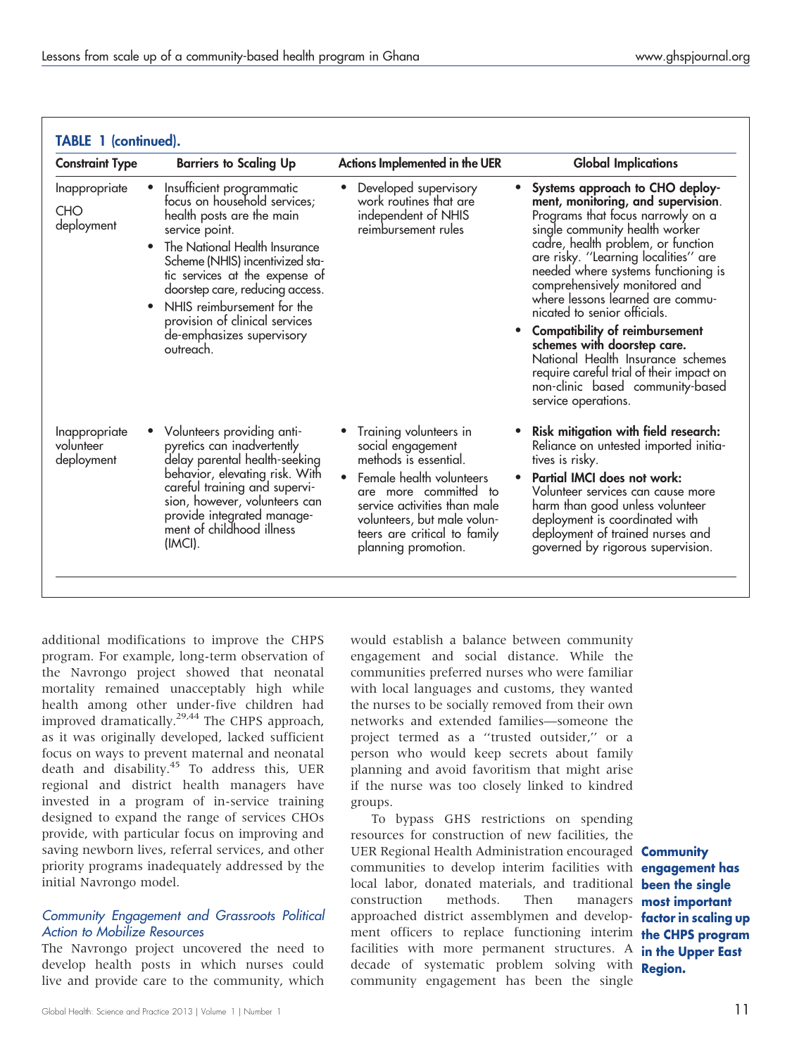**TABLE 1 (continued).**

| Constraint Type | Barriers to Scaling Up | Actions Implemented in the UER | Global Implications |
| --- | --- | --- | --- |
| Inappropriate CHO deployment | • Insufficient programmatic focus on household services; health posts are the main service point. <br> • The National Health Insurance Scheme (NHIS) incentivized static services at the expense of doorstep care, reducing access. <br> • NHIS reimbursement for the provision of clinical services de-emphasizes supervisory outreach. | • Developed supervisory work routines that are independent of NHIS reimbursement rules | • **Systems approach to CHO deployment, monitoring, and supervision**. Programs that focus narrowly on a single community health worker cadre, health problem, or function are risky. "Learning localities" are needed where systems functioning is comprehensively monitored and where lessons learned are communicated to senior officials. <br> • **Compatibility of reimbursement schemes with doorstep care.** National Health Insurance schemes require careful trial of their impact on non-clinic based community-based service operations. |
| Inappropriate volunteer deployment | • Volunteers providing antipyretics can inadvertently delay parental health-seeking behavior, elevating risk. With careful training and supervision, however, volunteers can provide integrated management of childhood illness (IMCI). | • Training volunteers in social engagement methods is essential. <br> • Female health volunteers are more committed to service activities than male volunteers, but male volunteers are critical to family planning promotion. | • **Risk mitigation with field research:** Reliance on untested imported initiatives is risky. <br> • **Partial IMCI does not work:** Volunteer services can cause more harm than good unless volunteer deployment is coordinated with deployment of trained nurses and governed by rigorous supervision. |

additional modifications to improve the CHPS program. For example, long-term observation of the Navrongo project showed that neonatal mortality remained unacceptably high while health among other under-five children had improved dramatically.[29,44] The CHPS approach, as it was originally developed, lacked sufficient focus on ways to prevent maternal and neonatal death and disability.[45] To address this, UER regional and district health managers have invested in a program of in-service training designed to expand the range of services CHOs provide, with particular focus on improving and saving newborn lives, referral services, and other priority programs inadequately addressed by the initial Navrongo model.

### *Community Engagement and Grassroots Political Action to Mobilize Resources*

The Navrongo project uncovered the need to develop health posts in which nurses could live and provide care to the community, which would establish a balance between community engagement and social distance. While the communities preferred nurses who were familiar with local languages and customs, they wanted the nurses to be socially removed from their own networks and extended families—someone the project termed as a "trusted outsider," or a person who would keep secrets about family planning and avoid favoritism that might arise if the nurse was too closely linked to kindred groups.

To bypass GHS restrictions on spending resources for construction of new facilities, the UER Regional Health Administration encouraged communities to develop interim facilities with local labor, donated materials, and traditional construction methods. Then managers approached district assemblymen and development officers to replace functioning interim facilities with more permanent structures. A decade of systematic problem solving with community engagement has been the single

**Community engagement has been the single most important factor in scaling up the CHPS program in the Upper East Region.**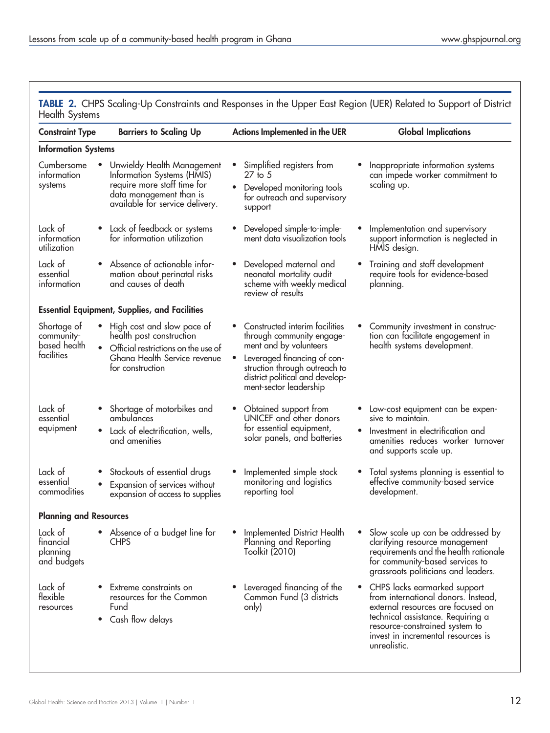**TABLE 2.** CHPS Scaling-Up Constraints and Responses in the Upper East Region (UER) Related to Support of District Health Systems

| Constraint Type | Barriers to Scaling Up | Actions Implemented in the UER | Global Implications |
|---|---|---|---|
| **Information Systems** | | | |
| Cumbersome information systems | • Unwieldy Health Management Information Systems (HMIS) require more staff time for data management than is available for service delivery. | • Simplified registers from 27 to 5<br>• Developed monitoring tools for outreach and supervisory support | • Inappropriate information systems can impede worker commitment to scaling up. |
| Lack of information utilization | • Lack of feedback or systems for information utilization | • Developed simple-to-implement data visualization tools | • Implementation and supervisory support information is neglected in HMIS design. |
| Lack of essential information | • Absence of actionable information about perinatal risks and causes of death | • Developed maternal and neonatal mortality audit scheme with weekly medical review of results | • Training and staff development require tools for evidence-based planning. |
| **Essential Equipment, Supplies, and Facilities** | | | |
| Shortage of community-based health facilities | • High cost and slow pace of health post construction<br>• Official restrictions on the use of Ghana Health Service revenue for construction | • Constructed interim facilities through community engagement and by volunteers<br>• Leveraged financing of construction through outreach to district political and development-sector leadership | • Community investment in construction can facilitate engagement in health systems development. |
| Lack of essential equipment | • Shortage of motorbikes and ambulances<br>• Lack of electrification, wells, and amenities | • Obtained support from UNICEF and other donors for essential equipment, solar panels, and batteries | • Low-cost equipment can be expensive to maintain.<br>• Investment in electrification and amenities reduces worker turnover and supports scale up. |
| Lack of essential commodities | • Stockouts of essential drugs<br>• Expansion of services without expansion of access to supplies | • Implemented simple stock monitoring and logistics reporting tool | • Total systems planning is essential to effective community-based service development. |
| **Planning and Resources** | | | |
| Lack of financial planning and budgets | • Absence of a budget line for CHPS | • Implemented District Health Planning and Reporting Toolkit (2010) | • Slow scale up can be addressed by clarifying resource management requirements and the health rationale for community-based services to grassroots politicians and leaders. |
| Lack of flexible resources | • Extreme constraints on resources for the Common Fund<br>• Cash flow delays | • Leveraged financing of the Common Fund (3 districts only) | • CHPS lacks earmarked support from international donors. Instead, external resources are focused on technical assistance. Requiring a resource-constrained system to invest in incremental resources is unrealistic. |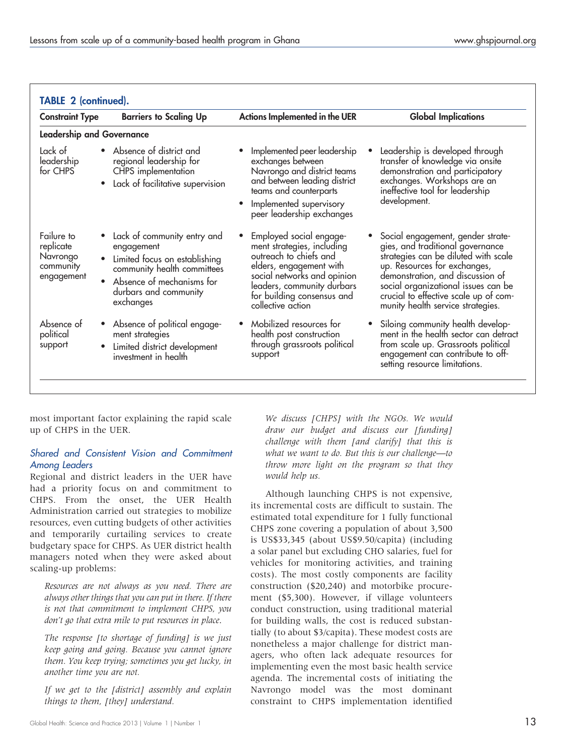**TABLE 2 (continued).**

| Constraint Type | Barriers to Scaling Up | Actions Implemented in the UER | Global Implications |
| --- | --- | --- | --- |
| **Leadership and Governance** | | | |
| Lack of leadership for CHPS | • Absence of district and regional leadership for CHPS implementation<br>• Lack of facilitative supervision | • Implemented peer leadership exchanges between Navrongo and district teams and between leading district teams and counterparts<br>• Implemented supervisory peer leadership exchanges | • Leadership is developed through transfer of knowledge via onsite demonstration and participatory exchanges. Workshops are an ineffective tool for leadership development. |
| Failure to replicate Navrongo community engagement | • Lack of community entry and engagement<br>• Limited focus on establishing community health committees<br>• Absence of mechanisms for durbars and community exchanges | • Employed social engagement strategies, including outreach to chiefs and elders, engagement with social networks and opinion leaders, community durbars for building consensus and collective action | • Social engagement, gender strategies, and traditional governance strategies can be diluted with scale up. Resources for exchanges, demonstration, and discussion of social organizational issues can be crucial to effective scale up of community health service strategies. |
| Absence of political support | • Absence of political engagement strategies<br>• Limited district development investment in health | • Mobilized resources for health post construction through grassroots political support | • Siloing community health development in the health sector can detract from scale up. Grassroots political engagement can contribute to offsetting resource limitations. |

most important factor explaining the rapid scale up of CHPS in the UER.

### Shared and Consistent Vision and Commitment Among Leaders

Regional and district leaders in the UER have had a priority focus on and commitment to CHPS. From the onset, the UER Health Administration carried out strategies to mobilize resources, even cutting budgets of other activities and temporarily curtailing services to create budgetary space for CHPS. As UER district health managers noted when they were asked about scaling-up problems:

> *Resources are not always as you need. There are always other things that you can put in there. If there is not that commitment to implement CHPS, you don't go that extra mile to put resources in place.*

> *The response [to shortage of funding] is we just keep going and going. Because you cannot ignore them. You keep trying; sometimes you get lucky, in another time you are not.*

> *If we get to the [district] assembly and explain things to them, [they] understand.*

> *We discuss [CHPS] with the NGOs. We would draw our budget and discuss our [funding] challenge with them [and clarify] that this is what we want to do. But this is our challenge—to throw more light on the program so that they would help us.*

Although launching CHPS is not expensive, its incremental costs are difficult to sustain. The estimated total expenditure for 1 fully functional CHPS zone covering a population of about 3,500 is US$33,345 (about US$9.50/capita) (including a solar panel but excluding CHO salaries, fuel for vehicles for monitoring activities, and training costs). The most costly components are facility construction ($20,240) and motorbike procurement ($5,300). However, if village volunteers conduct construction, using traditional material for building walls, the cost is reduced substantially (to about $3/capita). These modest costs are nonetheless a major challenge for district managers, who often lack adequate resources for implementing even the most basic health service agenda. The incremental costs of initiating the Navrongo model was the most dominant constraint to CHPS implementation identified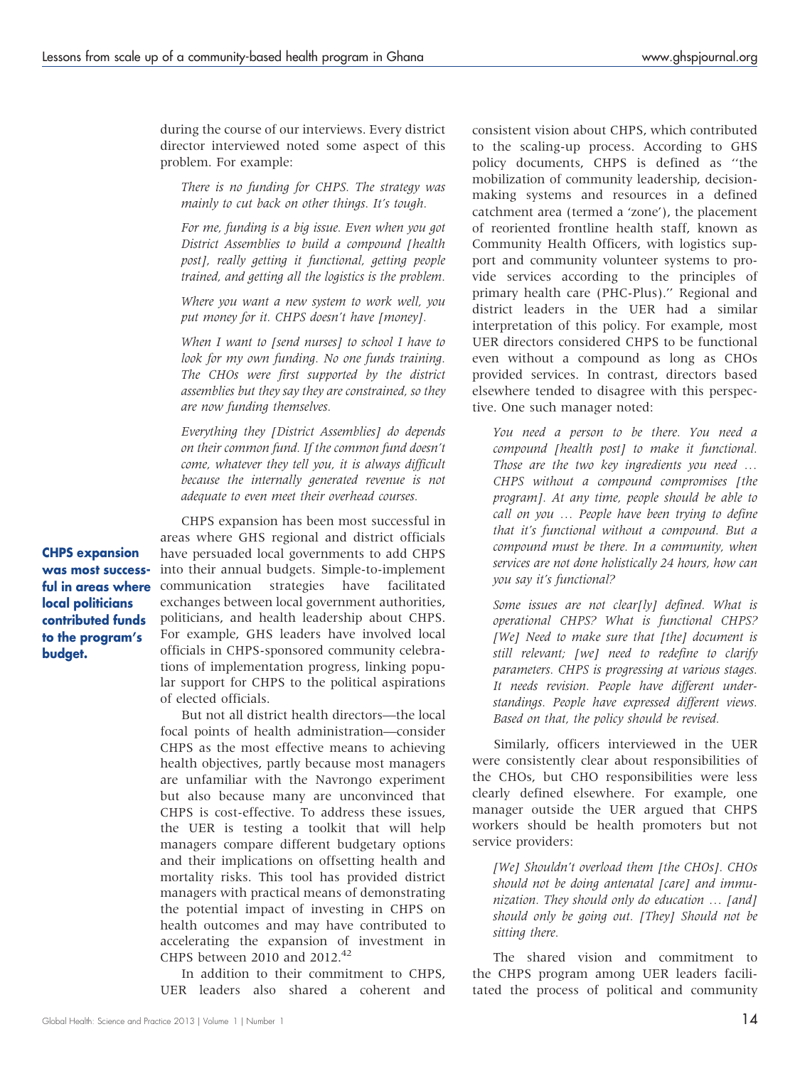during the course of our interviews. Every district director interviewed noted some aspect of this problem. For example:

> *There is no funding for CHPS. The strategy was mainly to cut back on other things. It's tough.*
>
> *For me, funding is a big issue. Even when you got District Assemblies to build a compound [health post], really getting it functional, getting people trained, and getting all the logistics is the problem.*
>
> *Where you want a new system to work well, you put money for it. CHPS doesn't have [money].*
>
> *When I want to [send nurses] to school I have to look for my own funding. No one funds training. The CHOs were first supported by the district assemblies but they say they are constrained, so they are now funding themselves.*
>
> *Everything they [District Assemblies] do depends on their common fund. If the common fund doesn't come, whatever they tell you, it is always difficult because the internally generated revenue is not adequate to even meet their overhead courses.*

**CHPS expansion was most successful in areas where local politicians contributed funds to the program's budget.**

CHPS expansion has been most successful in areas where GHS regional and district officials have persuaded local governments to add CHPS into their annual budgets. Simple-to-implement communication strategies have facilitated exchanges between local government authorities, politicians, and health leadership about CHPS. For example, GHS leaders have involved local officials in CHPS-sponsored community celebrations of implementation progress, linking popular support for CHPS to the political aspirations of elected officials.

But not all district health directors—the local focal points of health administration—consider CHPS as the most effective means to achieving health objectives, partly because most managers are unfamiliar with the Navrongo experiment but also because many are unconvinced that CHPS is cost-effective. To address these issues, the UER is testing a toolkit that will help managers compare different budgetary options and their implications on offsetting health and mortality risks. This tool has provided district managers with practical means of demonstrating the potential impact of investing in CHPS on health outcomes and may have contributed to accelerating the expansion of investment in CHPS between 2010 and 2012.[42]

In addition to their commitment to CHPS, UER leaders also shared a coherent and consistent vision about CHPS, which contributed to the scaling-up process. According to GHS policy documents, CHPS is defined as "the mobilization of community leadership, decision-making systems and resources in a defined catchment area (termed a 'zone'), the placement of reoriented frontline health staff, known as Community Health Officers, with logistics support and community volunteer systems to provide services according to the principles of primary health care (PHC-Plus)." Regional and district leaders in the UER had a similar interpretation of this policy. For example, most UER directors considered CHPS to be functional even without a compound as long as CHOs provided services. In contrast, directors based elsewhere tended to disagree with this perspective. One such manager noted:

> *You need a person to be there. You need a compound [health post] to make it functional. Those are the two key ingredients you need … CHPS without a compound compromises [the program]. At any time, people should be able to call on you … People have been trying to define that it's functional without a compound. But a compound must be there. In a community, when services are not done holistically 24 hours, how can you say it's functional?*
>
> *Some issues are not clear[ly] defined. What is operational CHPS? What is functional CHPS? [We] Need to make sure that [the] document is still relevant; [we] need to redefine to clarify parameters. CHPS is progressing at various stages. It needs revision. People have different understandings. People have expressed different views. Based on that, the policy should be revised.*

Similarly, officers interviewed in the UER were consistently clear about responsibilities of the CHOs, but CHO responsibilities were less clearly defined elsewhere. For example, one manager outside the UER argued that CHPS workers should be health promoters but not service providers:

> *[We] Shouldn't overload them [the CHOs]. CHOs should not be doing antenatal [care] and immunization. They should only do education … [and] should only be going out. [They] Should not be sitting there.*

The shared vision and commitment to the CHPS program among UER leaders facilitated the process of political and community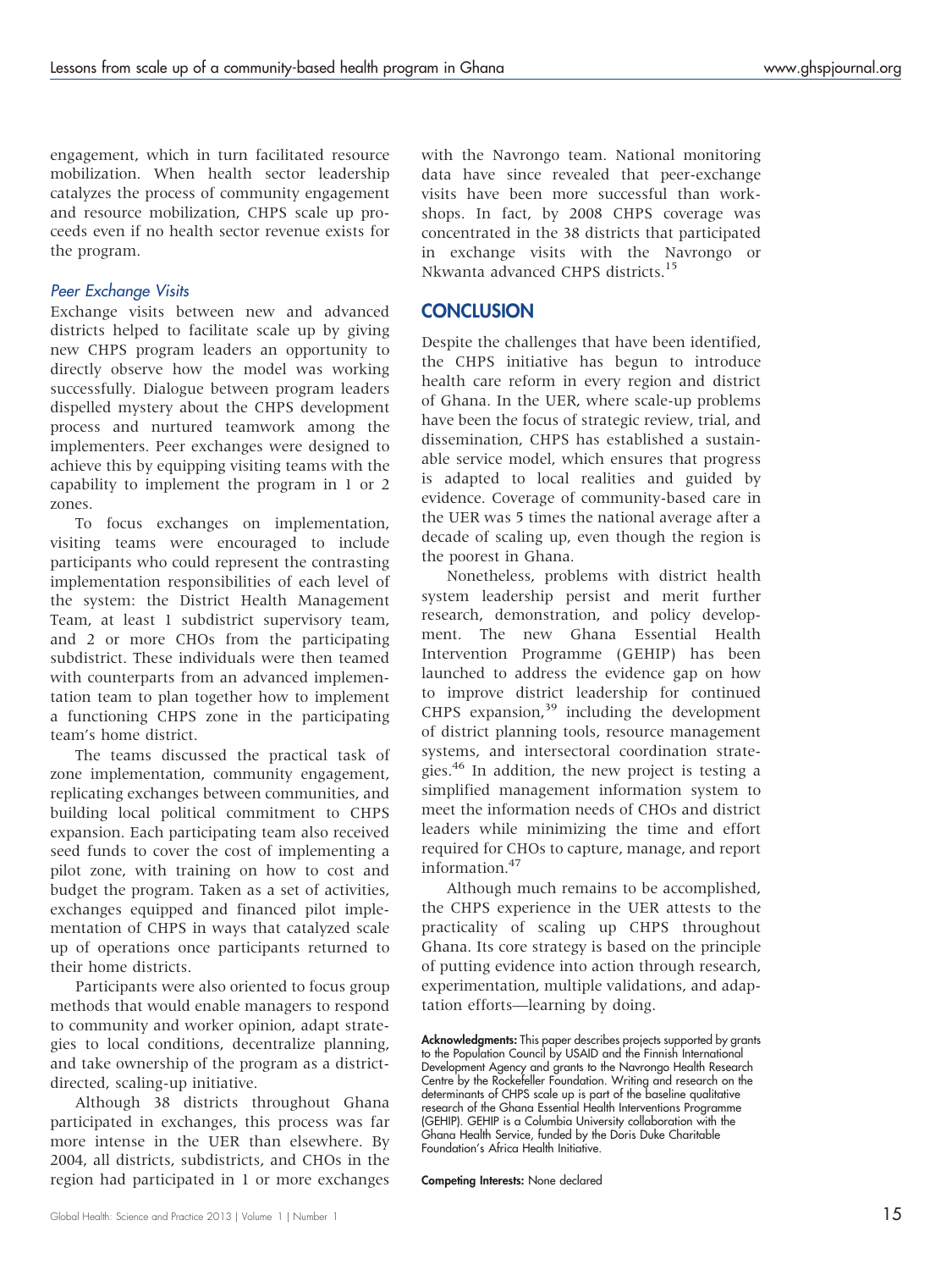engagement, which in turn facilitated resource mobilization. When health sector leadership catalyzes the process of community engagement and resource mobilization, CHPS scale up proceeds even if no health sector revenue exists for the program.

### *Peer Exchange Visits*

Exchange visits between new and advanced districts helped to facilitate scale up by giving new CHPS program leaders an opportunity to directly observe how the model was working successfully. Dialogue between program leaders dispelled mystery about the CHPS development process and nurtured teamwork among the implementers. Peer exchanges were designed to achieve this by equipping visiting teams with the capability to implement the program in 1 or 2 zones.

To focus exchanges on implementation, visiting teams were encouraged to include participants who could represent the contrasting implementation responsibilities of each level of the system: the District Health Management Team, at least 1 subdistrict supervisory team, and 2 or more CHOs from the participating subdistrict. These individuals were then teamed with counterparts from an advanced implementation team to plan together how to implement a functioning CHPS zone in the participating team's home district.

The teams discussed the practical task of zone implementation, community engagement, replicating exchanges between communities, and building local political commitment to CHPS expansion. Each participating team also received seed funds to cover the cost of implementing a pilot zone, with training on how to cost and budget the program. Taken as a set of activities, exchanges equipped and financed pilot implementation of CHPS in ways that catalyzed scale up of operations once participants returned to their home districts.

Participants were also oriented to focus group methods that would enable managers to respond to community and worker opinion, adapt strategies to local conditions, decentralize planning, and take ownership of the program as a district-directed, scaling-up initiative.

Although 38 districts throughout Ghana participated in exchanges, this process was far more intense in the UER than elsewhere. By 2004, all districts, subdistricts, and CHOs in the region had participated in 1 or more exchanges with the Navrongo team. National monitoring data have since revealed that peer-exchange visits have been more successful than workshops. In fact, by 2008 CHPS coverage was concentrated in the 38 districts that participated in exchange visits with the Navrongo or Nkwanta advanced CHPS districts.[15]

## CONCLUSION

Despite the challenges that have been identified, the CHPS initiative has begun to introduce health care reform in every region and district of Ghana. In the UER, where scale-up problems have been the focus of strategic review, trial, and dissemination, CHPS has established a sustainable service model, which ensures that progress is adapted to local realities and guided by evidence. Coverage of community-based care in the UER was 5 times the national average after a decade of scaling up, even though the region is the poorest in Ghana.

Nonetheless, problems with district health system leadership persist and merit further research, demonstration, and policy development. The new Ghana Essential Health Intervention Programme (GEHIP) has been launched to address the evidence gap on how to improve district leadership for continued CHPS expansion,[39] including the development of district planning tools, resource management systems, and intersectoral coordination strategies.[46] In addition, the new project is testing a simplified management information system to meet the information needs of CHOs and district leaders while minimizing the time and effort required for CHOs to capture, manage, and report information.[47]

Although much remains to be accomplished, the CHPS experience in the UER attests to the practicality of scaling up CHPS throughout Ghana. Its core strategy is based on the principle of putting evidence into action through research, experimentation, multiple validations, and adaptation efforts—learning by doing.

**Acknowledgments:** This paper describes projects supported by grants to the Population Council by USAID and the Finnish International Development Agency and grants to the Navrongo Health Research Centre by the Rockefeller Foundation. Writing and research on the determinants of CHPS scale up is part of the baseline qualitative research of the Ghana Essential Health Interventions Programme (GEHIP). GEHIP is a Columbia University collaboration with the Ghana Health Service, funded by the Doris Duke Charitable Foundation's Africa Health Initiative.

**Competing Interests:** None declared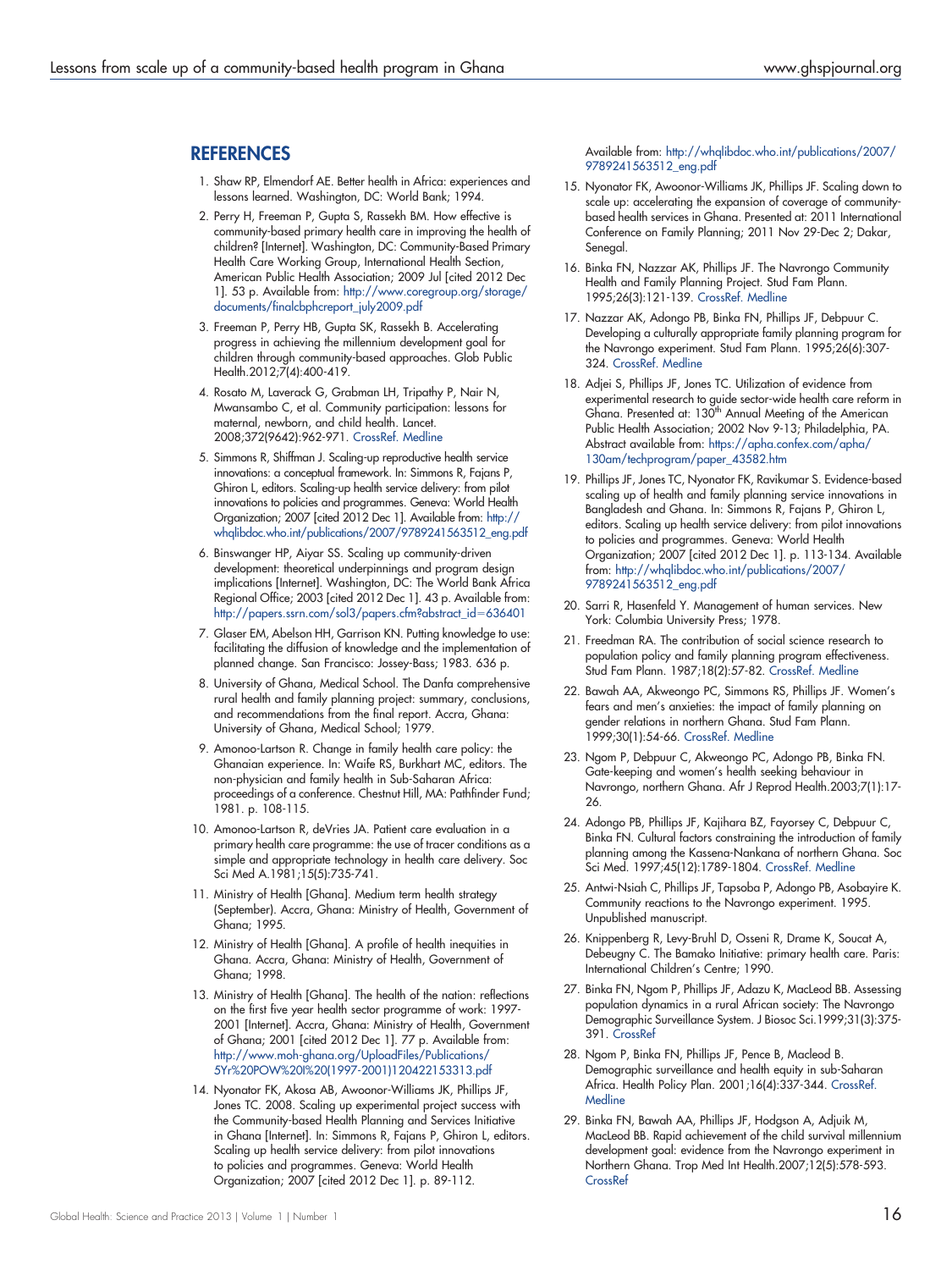## REFERENCES

1. Shaw RP, Elmendorf AE. Better health in Africa: experiences and lessons learned. Washington, DC: World Bank; 1994.
2. Perry H, Freeman P, Gupta S, Rassekh BM. How effective is community-based primary health care in improving the health of children? [Internet]. Washington, DC: Community-Based Primary Health Care Working Group, International Health Section, American Public Health Association; 2009 Jul [cited 2012 Dec 1]. 53 p. Available from: http://www.coregroup.org/storage/documents/finalcbphcreport_july2009.pdf
3. Freeman P, Perry HB, Gupta SK, Rassekh B. Accelerating progress in achieving the millennium development goal for children through community-based approaches. Glob Public Health.2012;7(4):400-419.
4. Rosato M, Laverack G, Grabman LH, Tripathy P, Nair N, Mwansambo C, et al. Community participation: lessons for maternal, newborn, and child health. Lancet. 2008;372(9642):962-971. CrossRef. Medline
5. Simmons R, Shiffman J. Scaling-up reproductive health service innovations: a conceptual framework. In: Simmons R, Fajans P, Ghiron L, editors. Scaling-up health service delivery: from pilot innovations to policies and programmes. Geneva: World Health Organization; 2007 [cited 2012 Dec 1]. Available from: http://whqlibdoc.who.int/publications/2007/9789241563512_eng.pdf
6. Binswanger HP, Aiyar SS. Scaling up community-driven development: theoretical underpinnings and program design implications [Internet]. Washington, DC: The World Bank Africa Regional Office; 2003 [cited 2012 Dec 1]. 43 p. Available from: http://papers.ssrn.com/sol3/papers.cfm?abstract_id=636401
7. Glaser EM, Abelson HH, Garrison KN. Putting knowledge to use: facilitating the diffusion of knowledge and the implementation of planned change. San Francisco: Jossey-Bass; 1983. 636 p.
8. University of Ghana, Medical School. The Danfa comprehensive rural health and family planning project: summary, conclusions, and recommendations from the final report. Accra, Ghana: University of Ghana, Medical School; 1979.
9. Amonoo-Lartson R. Change in family health care policy: the Ghanaian experience. In: Waife RS, Burkhart MC, editors. The non-physician and family health in Sub-Saharan Africa: proceedings of a conference. Chestnut Hill, MA: Pathfinder Fund; 1981. p. 108-115.
10. Amonoo-Lartson R, deVries JA. Patient care evaluation in a primary health care programme: the use of tracer conditions as a simple and appropriate technology in health care delivery. Soc Sci Med A.1981;15(5):735-741.
11. Ministry of Health [Ghana]. Medium term health strategy (September). Accra, Ghana: Ministry of Health, Government of Ghana; 1995.
12. Ministry of Health [Ghana]. A profile of health inequities in Ghana. Accra, Ghana: Ministry of Health, Government of Ghana; 1998.
13. Ministry of Health [Ghana]. The health of the nation: reflections on the first five year health sector programme of work: 1997-2001 [Internet]. Accra, Ghana: Ministry of Health, Government of Ghana; 2001 [cited 2012 Dec 1]. 77 p. Available from: http://www.moh-ghana.org/UploadFiles/Publications/5Yr%20POW%20I%20(1997-2001)120422153313.pdf
14. Nyonator FK, Akosa AB, Awoonor-Williams JK, Phillips JF, Jones TC. 2008. Scaling up experimental project success with the Community-based Health Planning and Services Initiative in Ghana [Internet]. In: Simmons R, Fajans P, Ghiron L, editors. Scaling up health service delivery: from pilot innovations to policies and programmes. Geneva: World Health Organization; 2007 [cited 2012 Dec 1]. p. 89-112. Available from: http://whqlibdoc.who.int/publications/2007/9789241563512_eng.pdf
15. Nyonator FK, Awoonor-Williams JK, Phillips JF. Scaling down to scale up: accelerating the expansion of coverage of community-based health services in Ghana. Presented at: 2011 International Conference on Family Planning; 2011 Nov 29-Dec 2; Dakar, Senegal.
16. Binka FN, Nazzar AK, Phillips JF. The Navrongo Community Health and Family Planning Project. Stud Fam Plann. 1995;26(3):121-139. CrossRef. Medline
17. Nazzar AK, Adongo PB, Binka FN, Phillips JF, Debpuur C. Developing a culturally appropriate family planning program for the Navrongo experiment. Stud Fam Plann. 1995;26(6):307-324. CrossRef. Medline
18. Adjei S, Phillips JF, Jones TC. Utilization of evidence from experimental research to guide sector-wide health care reform in Ghana. Presented at: 130th Annual Meeting of the American Public Health Association; 2002 Nov 9-13; Philadelphia, PA. Abstract available from: https://apha.confex.com/apha/130am/techprogram/paper_43582.htm
19. Phillips JF, Jones TC, Nyonator FK, Ravikumar S. Evidence-based scaling up of health and family planning service innovations in Bangladesh and Ghana. In: Simmons R, Fajans P, Ghiron L, editors. Scaling up health service delivery: from pilot innovations to policies and programmes. Geneva: World Health Organization; 2007 [cited 2012 Dec 1]. p. 113-134. Available from: http://whqlibdoc.who.int/publications/2007/9789241563512_eng.pdf
20. Sarri R, Hasenfeld Y. Management of human services. New York: Columbia University Press; 1978.
21. Freedman RA. The contribution of social science research to population policy and family planning program effectiveness. Stud Fam Plann. 1987;18(2):57-82. CrossRef. Medline
22. Bawah AA, Akweongo PC, Simmons RS, Phillips JF. Women's fears and men's anxieties: the impact of family planning on gender relations in northern Ghana. Stud Fam Plann. 1999;30(1):54-66. CrossRef. Medline
23. Ngom P, Debpuur C, Akweongo PC, Adongo PB, Binka FN. Gate-keeping and women's health seeking behaviour in Navrongo, northern Ghana. Afr J Reprod Health.2003;7(1):17-26.
24. Adongo PB, Phillips JF, Kajihara BZ, Fayorsey C, Debpuur C, Binka FN. Cultural factors constraining the introduction of family planning among the Kassena-Nankana of northern Ghana. Soc Sci Med. 1997;45(12):1789-1804. CrossRef. Medline
25. Antwi-Nsiah C, Phillips JF, Tapsoba P, Adongo PB, Asobayire K. Community reactions to the Navrongo experiment. 1995. Unpublished manuscript.
26. Knippenberg R, Levy-Bruhl D, Osseni R, Drame K, Soucat A, Debeugny C. The Bamako Initiative: primary health care. Paris: International Children's Centre; 1990.
27. Binka FN, Ngom P, Phillips JF, Adazu K, MacLeod BB. Assessing population dynamics in a rural African society: The Navrongo Demographic Surveillance System. J Biosoc Sci.1999;31(3):375-391. CrossRef
28. Ngom P, Binka FN, Phillips JF, Pence B, Macleod B. Demographic surveillance and health equity in sub-Saharan Africa. Health Policy Plan. 2001;16(4):337-344. CrossRef. Medline
29. Binka FN, Bawah AA, Phillips JF, Hodgson A, Adjuik M, MacLeod BB. Rapid achievement of the child survival millennium development goal: evidence from the Navrongo experiment in Northern Ghana. Trop Med Int Health.2007;12(5):578-593. CrossRef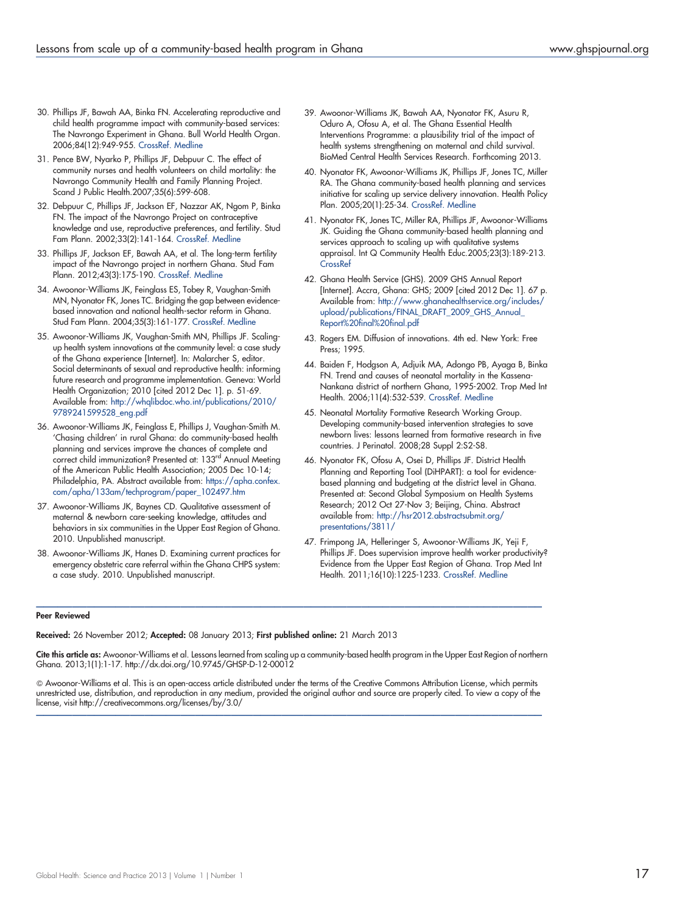30. Phillips JF, Bawah AA, Binka FN. Accelerating reproductive and child health programme impact with community-based services: The Navrongo Experiment in Ghana. Bull World Health Organ. 2006;84(12):949-955. CrossRef. Medline

31. Pence BW, Nyarko P, Phillips JF, Debpuur C. The effect of community nurses and health volunteers on child mortality: the Navrongo Community Health and Family Planning Project. Scand J Public Health.2007;35(6):599-608.

32. Debpuur C, Phillips JF, Jackson EF, Nazzar AK, Ngom P, Binka FN. The impact of the Navrongo Project on contraceptive knowledge and use, reproductive preferences, and fertility. Stud Fam Plann. 2002;33(2):141-164. CrossRef. Medline

33. Phillips JF, Jackson EF, Bawah AA, et al. The long-term fertility impact of the Navrongo project in northern Ghana. Stud Fam Plann. 2012;43(3):175-190. CrossRef. Medline

34. Awoonor-Williams JK, Feinglass ES, Tobey R, Vaughan-Smith MN, Nyonator FK, Jones TC. Bridging the gap between evidence-based innovation and national health-sector reform in Ghana. Stud Fam Plann. 2004;35(3):161-177. CrossRef. Medline

35. Awoonor-Williams JK, Vaughan-Smith MN, Phillips JF. Scaling-up health system innovations at the community level: a case study of the Ghana experience [Internet]. In: Malarcher S, editor. Social determinants of sexual and reproductive health: informing future research and programme implementation. Geneva: World Health Organization; 2010 [cited 2012 Dec 1]. p. 51-69. Available from: http://whqlibdoc.who.int/publications/2010/9789241599528_eng.pdf

36. Awoonor-Williams JK, Feinglass E, Phillips J, Vaughan-Smith M. 'Chasing children' in rural Ghana: do community-based health planning and services improve the chances of complete and correct child immunization? Presented at: 133rd Annual Meeting of the American Public Health Association; 2005 Dec 10-14; Philadelphia, PA. Abstract available from: https://apha.confex.com/apha/133am/techprogram/paper_102497.htm

37. Awoonor-Williams JK, Baynes CD. Qualitative assessment of maternal & newborn care-seeking knowledge, attitudes and behaviors in six communities in the Upper East Region of Ghana. 2010. Unpublished manuscript.

38. Awoonor-Williams JK, Hanes D. Examining current practices for emergency obstetric care referral within the Ghana CHPS system: a case study. 2010. Unpublished manuscript.

39. Awoonor-Williams JK, Bawah AA, Nyonator FK, Asuru R, Oduro A, Ofosu A, et al. The Ghana Essential Health Interventions Programme: a plausibility trial of the impact of health systems strengthening on maternal and child survival. BioMed Central Health Services Research. Forthcoming 2013.

40. Nyonator FK, Awoonor-Williams JK, Phillips JF, Jones TC, Miller RA. The Ghana community-based health planning and services initiative for scaling up service delivery innovation. Health Policy Plan. 2005;20(1):25-34. CrossRef. Medline

41. Nyonator FK, Jones TC, Miller RA, Phillips JF, Awoonor-Williams JK. Guiding the Ghana community-based health planning and services approach to scaling up with qualitative systems appraisal. Int Q Community Health Educ.2005;23(3):189-213. CrossRef

42. Ghana Health Service (GHS). 2009 GHS Annual Report [Internet]. Accra, Ghana: GHS; 2009 [cited 2012 Dec 1]. 67 p. Available from: http://www.ghanahealthservice.org/includes/upload/publications/FINAL_DRAFT_2009_GHS_Annual_Report%20final%20final.pdf

43. Rogers EM. Diffusion of innovations. 4th ed. New York: Free Press; 1995.

44. Baiden F, Hodgson A, Adjuik MA, Adongo PB, Ayaga B, Binka FN. Trend and causes of neonatal mortality in the Kassena-Nankana district of northern Ghana, 1995-2002. Trop Med Int Health. 2006;11(4):532-539. CrossRef. Medline

45. Neonatal Mortality Formative Research Working Group. Developing community-based intervention strategies to save newborn lives: lessons learned from formative research in five countries. J Perinatol. 2008;28 Suppl 2:S2-S8.

46. Nyonator FK, Ofosu A, Osei D, Phillips JF. District Health Planning and Reporting Tool (DiHPART): a tool for evidence-based planning and budgeting at the district level in Ghana. Presented at: Second Global Symposium on Health Systems Research; 2012 Oct 27-Nov 3; Beijing, China. Abstract available from: http://hsr2012.abstractsubmit.org/presentations/3811/

47. Frimpong JA, Helleringer S, Awoonor-Williams JK, Yeji F, Phillips JF. Does supervision improve health worker productivity? Evidence from the Upper East Region of Ghana. Trop Med Int Health. 2011;16(10):1225-1233. CrossRef. Medline

---

**Peer Reviewed**

**Received:** 26 November 2012; **Accepted:** 08 January 2013; **First published online:** 21 March 2013

**Cite this article as:** Awoonor-Williams et al. Lessons learned from scaling up a community-based health program in the Upper East Region of northern Ghana. 2013;1(1):1-17. http://dx.doi.org/10.9745/GHSP-D-12-00012

© Awoonor-Williams et al. This is an open-access article distributed under the terms of the Creative Commons Attribution License, which permits unrestricted use, distribution, and reproduction in any medium, provided the original author and source are properly cited. To view a copy of the license, visit http://creativecommons.org/licenses/by/3.0/